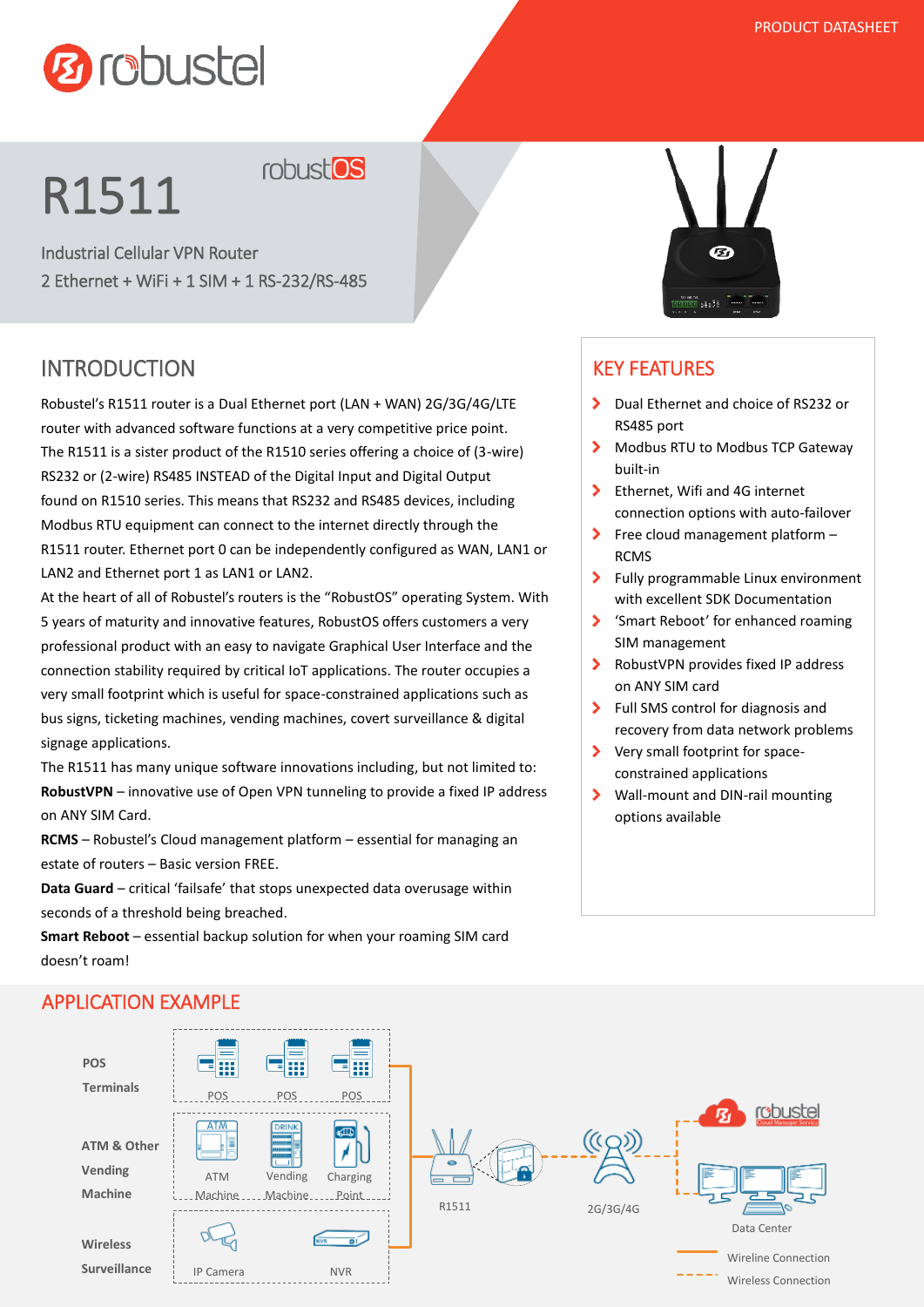PRODUCT DATASHEET

# R1511

robustOS

Industrial Cellular VPN Router
2 Ethernet + WiFi + 1 SIM + 1 RS-232/RS-485

## INTRODUCTION

Robustel's R1511 router is a Dual Ethernet port (LAN + WAN) 2G/3G/4G/LTE router with advanced software functions at a very competitive price point. The R1511 is a sister product of the R1510 series offering a choice of (3-wire) RS232 or (2-wire) RS485 INSTEAD of the Digital Input and Digital Output found on R1510 series. This means that RS232 and RS485 devices, including Modbus RTU equipment can connect to the internet directly through the R1511 router. Ethernet port 0 can be independently configured as WAN, LAN1 or LAN2 and Ethernet port 1 as LAN1 or LAN2.

At the heart of all of Robustel's routers is the "RobustOS" operating System. With 5 years of maturity and innovative features, RobustOS offers customers a very professional product with an easy to navigate Graphical User Interface and the connection stability required by critical IoT applications. The router occupies a very small footprint which is useful for space-constrained applications such as bus signs, ticketing machines, vending machines, covert surveillance & digital signage applications.

The R1511 has many unique software innovations including, but not limited to:

**RobustVPN** – innovative use of Open VPN tunneling to provide a fixed IP address on ANY SIM Card.

**RCMS** – Robustel's Cloud management platform – essential for managing an estate of routers – Basic version FREE.

**Data Guard** – critical 'failsafe' that stops unexpected data overusage within seconds of a threshold being breached.

**Smart Reboot** – essential backup solution for when your roaming SIM card doesn't roam!

## KEY FEATURES

- Dual Ethernet and choice of RS232 or RS485 port
- Modbus RTU to Modbus TCP Gateway built-in
- Ethernet, Wifi and 4G internet connection options with auto-failover
- Free cloud management platform – RCMS
- Fully programmable Linux environment with excellent SDK Documentation
- 'Smart Reboot' for enhanced roaming SIM management
- RobustVPN provides fixed IP address on ANY SIM card
- Full SMS control for diagnosis and recovery from data network problems
- Very small footprint for space-constrained applications
- Wall-mount and DIN-rail mounting options available

## APPLICATION EXAMPLE

POS Terminals: POS, POS, POS

ATM & Other Vending Machine: ATM Machine, Vending Machine, Charging Point

Wireless Surveillance: IP Camera, NVR

R1511 — 2G/3G/4G — robustel Cloud Manager Service — Data Center

Wireline Connection

Wireless Connection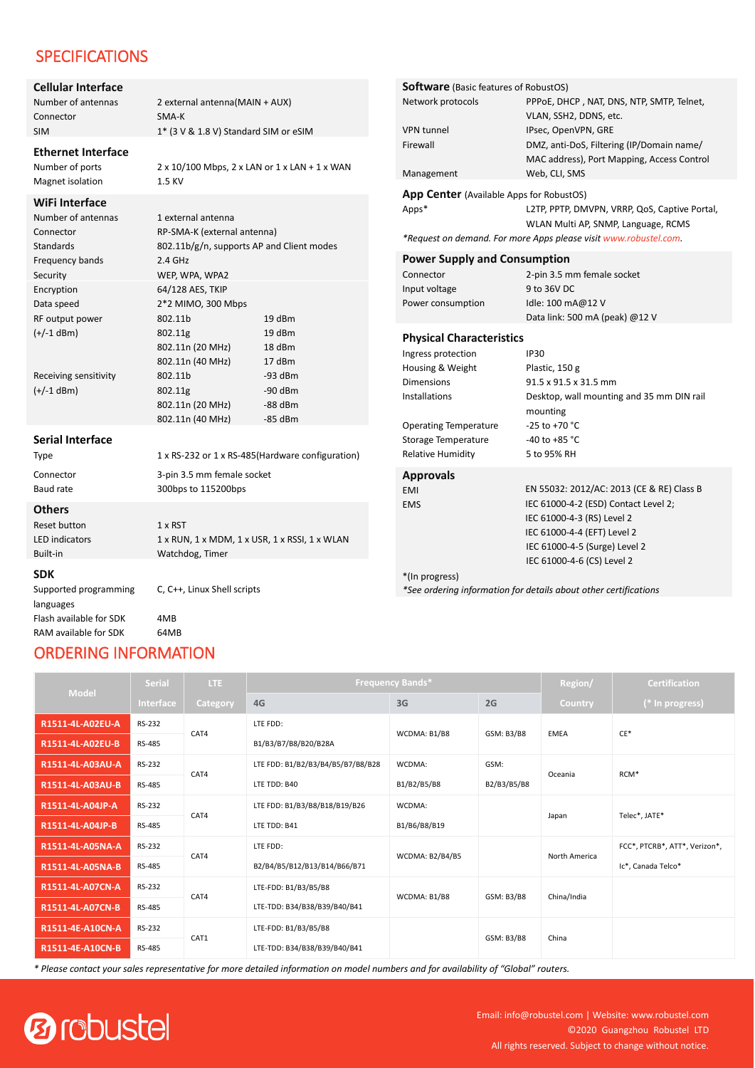# SPECIFICATIONS

### Cellular Interface

| | |
|---|---|
| Number of antennas | 2 external antenna(MAIN + AUX) |
| Connector | SMA-K |
| SIM | 1* (3 V & 1.8 V) Standard SIM or eSIM |

### Ethernet Interface

| | |
|---|---|
| Number of ports | 2 x 10/100 Mbps, 2 x LAN or 1 x LAN + 1 x WAN |
| Magnet isolation | 1.5 KV |

### WiFi Interface

| | | |
|---|---|---|
| Number of antennas | 1 external antenna | |
| Connector | RP-SMA-K (external antenna) | |
| Standards | 802.11b/g/n, supports AP and Client modes | |
| Frequency bands | 2.4 GHz | |
| Security | WEP, WPA, WPA2 | |
| Encryption | 64/128 AES, TKIP | |
| Data speed | 2*2 MIMO, 300 Mbps | |
| RF output power | 802.11b | 19 dBm |
| (+/-1 dBm) | 802.11g | 19 dBm |
| | 802.11n (20 MHz) | 18 dBm |
| | 802.11n (40 MHz) | 17 dBm |
| Receiving sensitivity | 802.11b | -93 dBm |
| (+/-1 dBm) | 802.11g | -90 dBm |
| | 802.11n (20 MHz) | -88 dBm |
| | 802.11n (40 MHz) | -85 dBm |

### Serial Interface

| | |
|---|---|
| Type | 1 x RS-232 or 1 x RS-485(Hardware configuration) |
| Connector | 3-pin 3.5 mm female socket |
| Baud rate | 300bps to 115200bps |

### Others

| | |
|---|---|
| Reset button | 1 x RST |
| LED indicators | 1 x RUN, 1 x MDM, 1 x USR, 1 x RSSI, 1 x WLAN |
| Built-in | Watchdog, Timer |

### SDK

| | |
|---|---|
| Supported programming languages | C, C++, Linux Shell scripts |
| Flash available for SDK | 4MB |
| RAM available for SDK | 64MB |

### Software (Basic features of RobustOS)

| | |
|---|---|
| Network protocols | PPPoE, DHCP , NAT, DNS, NTP, SMTP, Telnet, VLAN, SSH2, DDNS, etc. |
| VPN tunnel | IPsec, OpenVPN, GRE |
| Firewall | DMZ, anti-DoS, Filtering (IP/Domain name/ MAC address), Port Mapping, Access Control |
| Management | Web, CLI, SMS |

### App Center (Available Apps for RobustOS)

| | |
|---|---|
| Apps* | L2TP, PPTP, DMVPN, VRRP, QoS, Captive Portal, WLAN Multi AP, SNMP, Language, RCMS |

*\*Request on demand. For more Apps please visit www.robustel.com.*

### Power Supply and Consumption

| | |
|---|---|
| Connector | 2-pin 3.5 mm female socket |
| Input voltage | 9 to 36V DC |
| Power consumption | Idle: 100 mA@12 V<br>Data link: 500 mA (peak) @12 V |

### Physical Characteristics

| | |
|---|---|
| Ingress protection | IP30 |
| Housing & Weight | Plastic, 150 g |
| Dimensions | 91.5 x 91.5 x 31.5 mm |
| Installations | Desktop, wall mounting and 35 mm DIN rail mounting |
| Operating Temperature | -25 to +70 °C |
| Storage Temperature | -40 to +85 °C |
| Relative Humidity | 5 to 95% RH |

### Approvals

| | |
|---|---|
| EMI | EN 55032: 2012/AC: 2013 (CE & RE) Class B |
| EMS | IEC 61000-4-2 (ESD) Contact Level 2;<br>IEC 61000-4-3 (RS) Level 2<br>IEC 61000-4-4 (EFT) Level 2<br>IEC 61000-4-5 (Surge) Level 2<br>IEC 61000-4-6 (CS) Level 2 |

*(In progress)

*\*See ordering information for details about other certifications*

# ORDERING INFORMATION

| Model | Serial Interface | LTE Category | Frequency Bands* 4G | 3G | 2G | Region/ Country | Certification (* In progress) |
|---|---|---|---|---|---|---|---|
| R1511-4L-A02EU-A | RS-232 | CAT4 | LTE FDD: B1/B3/B7/B8/B20/B28A | WCDMA: B1/B8 | GSM: B3/B8 | EMEA | CE* |
| R1511-4L-A02EU-B | RS-485 | | | | | | |
| R1511-4L-A03AU-A | RS-232 | CAT4 | LTE FDD: B1/B2/B3/B4/B5/B7/B8/B28 | WCDMA: B1/B2/B5/B8 | GSM: B2/B3/B5/B8 | Oceania | RCM* |
| R1511-4L-A03AU-B | RS-485 | | LTE TDD: B40 | | | | |
| R1511-4L-A04JP-A | RS-232 | CAT4 | LTE FDD: B1/B3/B8/B18/B19/B26 | WCDMA: B1/B6/B8/B19 | | Japan | Telec*, JATE* |
| R1511-4L-A04JP-B | RS-485 | | LTE TDD: B41 | | | | |
| R1511-4L-A05NA-A | RS-232 | CAT4 | LTE FDD: B2/B4/B5/B12/B13/B14/B66/B71 | WCDMA: B2/B4/B5 | | North America | FCC*, PTCRB*, ATT*, Verizon*, Ic*, Canada Telco* |
| R1511-4L-A05NA-B | RS-485 | | | | | | |
| R1511-4L-A07CN-A | RS-232 | CAT4 | LTE-FDD: B1/B3/B5/B8 | WCDMA: B1/B8 | GSM: B3/B8 | China/India | |
| R1511-4L-A07CN-B | RS-485 | | LTE-TDD: B34/B38/B39/B40/B41 | | | | |
| R1511-4E-A10CN-A | RS-232 | CAT1 | LTE-FDD: B1/B3/B5/B8 | | GSM: B3/B8 | China | |
| R1511-4E-A10CN-B | RS-485 | | LTE-TDD: B34/B38/B39/B40/B41 | | | | |

*\* Please contact your sales representative for more detailed information on model numbers and for availability of "Global" routers.*

Email: info@robustel.com | Website: www.robustel.com
©2020 Guangzhou Robustel LTD
All rights reserved. Subject to change without notice.